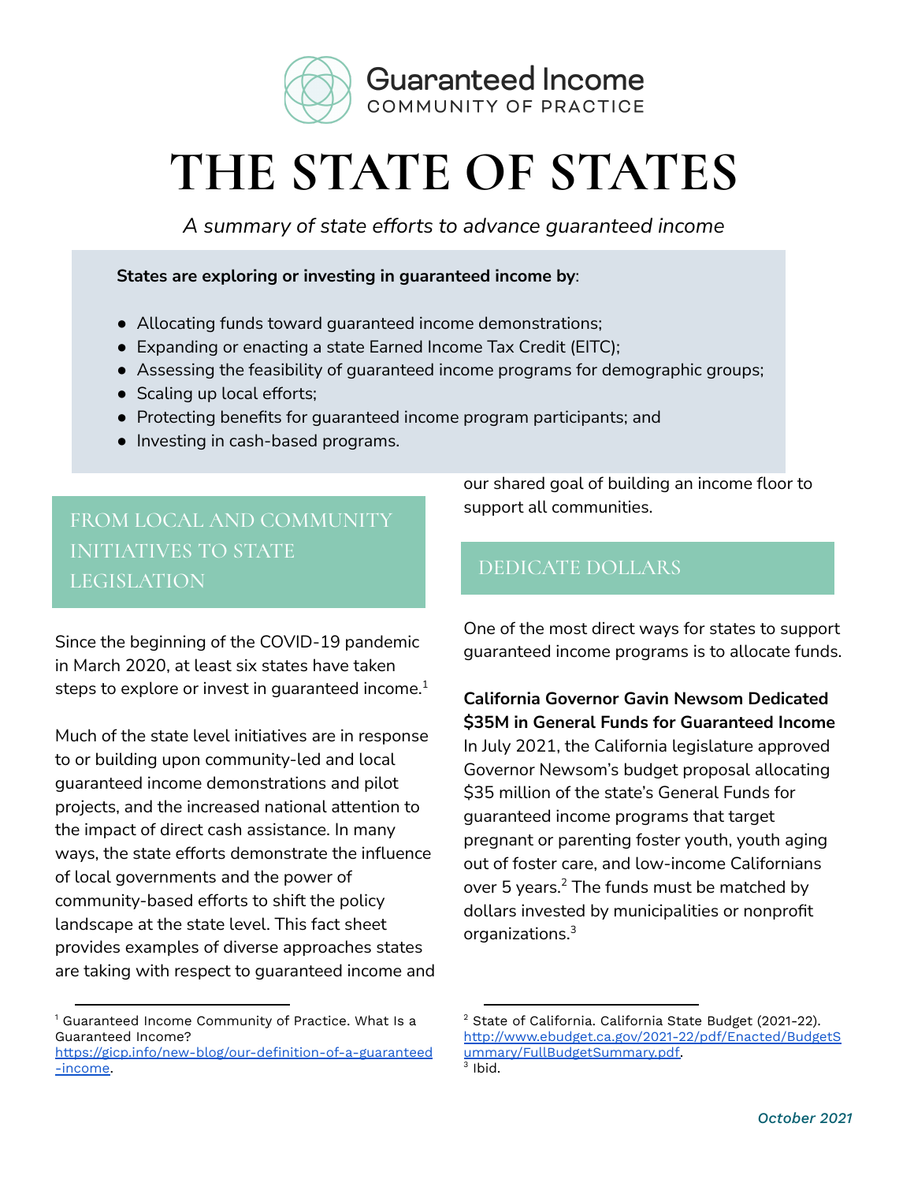Guaranteed Income
COMMUNITY OF PRACTICE

# THE STATE OF STATES

*A summary of state efforts to advance guaranteed income*

**States are exploring or investing in guaranteed income by**:

- Allocating funds toward guaranteed income demonstrations;
- Expanding or enacting a state Earned Income Tax Credit (EITC);
- Assessing the feasibility of guaranteed income programs for demographic groups;
- Scaling up local efforts;
- Protecting benefits for guaranteed income program participants; and
- Investing in cash-based programs.

## FROM LOCAL AND COMMUNITY INITIATIVES TO STATE LEGISLATION

Since the beginning of the COVID-19 pandemic in March 2020, at least six states have taken steps to explore or invest in guaranteed income.[1]

Much of the state level initiatives are in response to or building upon community-led and local guaranteed income demonstrations and pilot projects, and the increased national attention to the impact of direct cash assistance. In many ways, the state efforts demonstrate the influence of local governments and the power of community-based efforts to shift the policy landscape at the state level. This fact sheet provides examples of diverse approaches states are taking with respect to guaranteed income and our shared goal of building an income floor to support all communities.

## DEDICATE DOLLARS

One of the most direct ways for states to support guaranteed income programs is to allocate funds.

**California Governor Gavin Newsom Dedicated $35M in General Funds for Guaranteed Income**

In July 2021, the California legislature approved Governor Newsom's budget proposal allocating $35 million of the state's General Funds for guaranteed income programs that target pregnant or parenting foster youth, youth aging out of foster care, and low-income Californians over 5 years.[2] The funds must be matched by dollars invested by municipalities or nonprofit organizations.[3]

---

[1] Guaranteed Income Community of Practice. What Is a Guaranteed Income? https://gicp.info/new-blog/our-definition-of-a-guaranteed-income.

[2] State of California. California State Budget (2021-22). http://www.ebudget.ca.gov/2021-22/pdf/Enacted/BudgetSummary/FullBudgetSummary.pdf.

[3] Ibid.

*October 2021*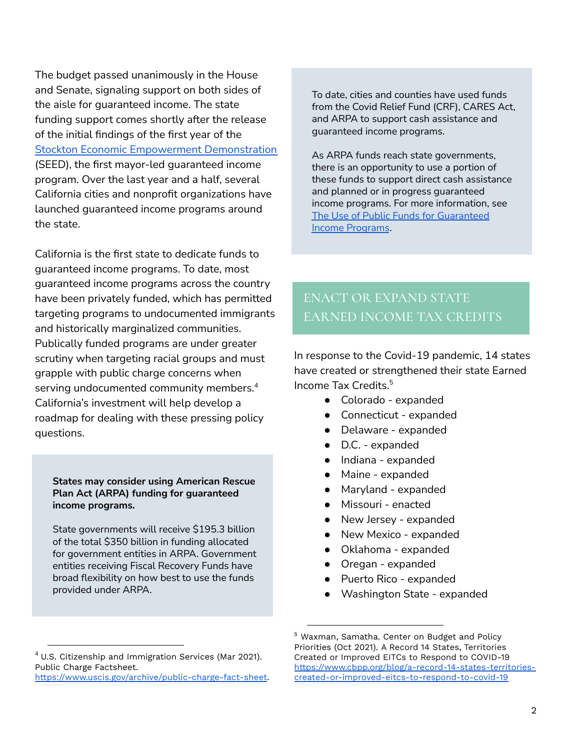The budget passed unanimously in the House and Senate, signaling support on both sides of the aisle for guaranteed income. The state funding support comes shortly after the release of the initial findings of the first year of the [Stockton Economic Empowerment Demonstration](#) (SEED), the first mayor-led guaranteed income program. Over the last year and a half, several California cities and nonprofit organizations have launched guaranteed income programs around the state.

California is the first state to dedicate funds to guaranteed income programs. To date, most guaranteed income programs across the country have been privately funded, which has permitted targeting programs to undocumented immigrants and historically marginalized communities. Publically funded programs are under greater scrutiny when targeting racial groups and must grapple with public charge concerns when serving undocumented community members.[4] California's investment will help develop a roadmap for dealing with these pressing policy questions.

**States may consider using American Rescue Plan Act (ARPA) funding for guaranteed income programs.**

State governments will receive $195.3 billion of the total $350 billion in funding allocated for government entities in ARPA. Government entities receiving Fiscal Recovery Funds have broad flexibility on how best to use the funds provided under ARPA.

To date, cities and counties have used funds from the Covid Relief Fund (CRF), CARES Act, and ARPA to support cash assistance and guaranteed income programs.

As ARPA funds reach state governments, there is an opportunity to use a portion of these funds to support direct cash assistance and planned or in progress guaranteed income programs. For more information, see [The Use of Public Funds for Guaranteed Income Programs](#).

## ENACT OR EXPAND STATE EARNED INCOME TAX CREDITS

In response to the Covid-19 pandemic, 14 states have created or strengthened their state Earned Income Tax Credits.[5]

- Colorado - expanded
- Connecticut - expanded
- Delaware - expanded
- D.C. - expanded
- Indiana - expanded
- Maine - expanded
- Maryland - expanded
- Missouri - enacted
- New Jersey - expanded
- New Mexico - expanded
- Oklahoma - expanded
- Oregan - expanded
- Puerto Rico - expanded
- Washington State - expanded

[4] U.S. Citizenship and Immigration Services (Mar 2021). Public Charge Factsheet. https://www.uscis.gov/archive/public-charge-fact-sheet.

[5] Waxman, Samatha. Center on Budget and Policy Priorities (Oct 2021). A Record 14 States, Territories Created or Improved EITCs to Respond to COVID-19 https://www.cbpp.org/blog/a-record-14-states-territories-created-or-improved-eitcs-to-respond-to-covid-19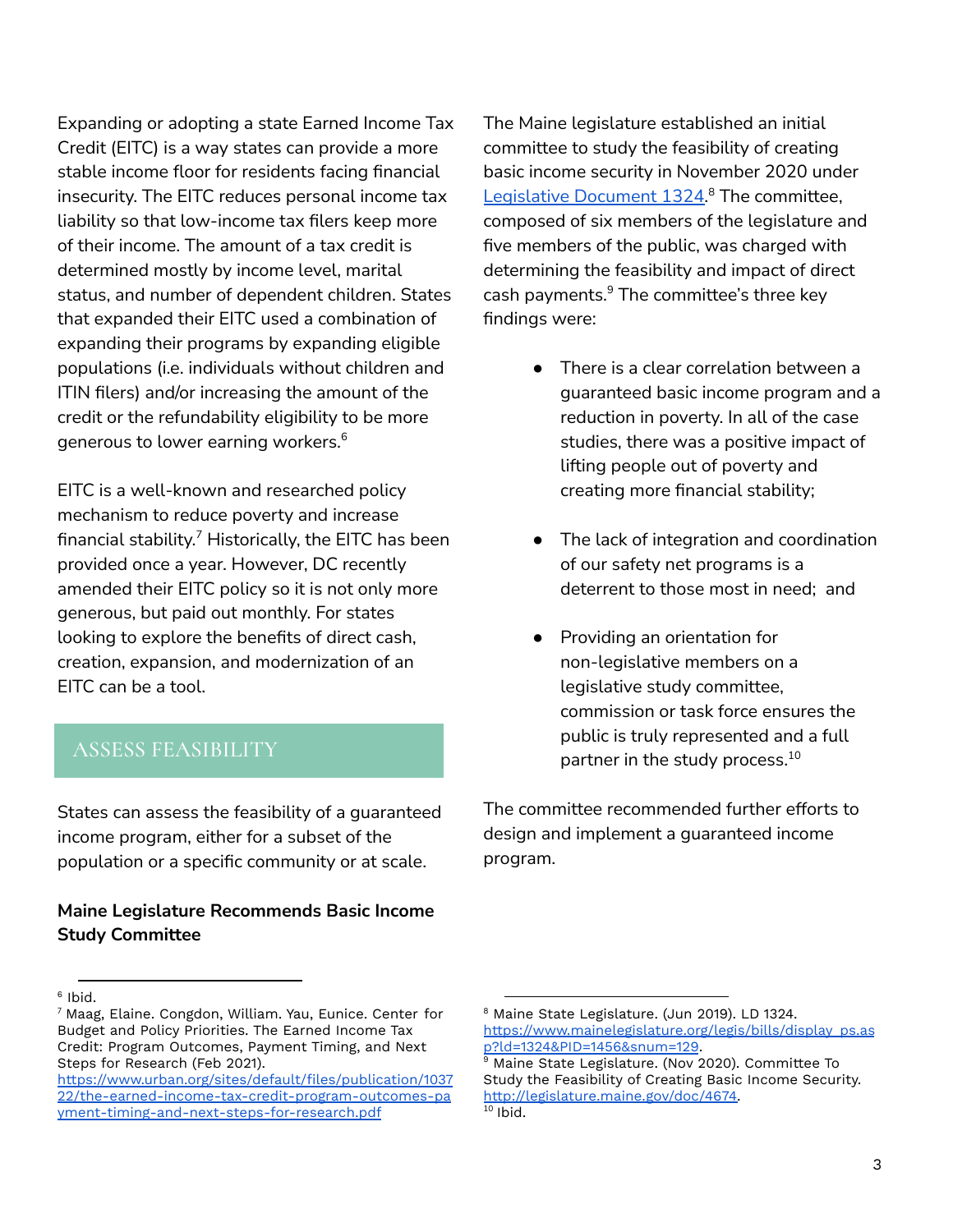Expanding or adopting a state Earned Income Tax Credit (EITC) is a way states can provide a more stable income floor for residents facing financial insecurity. The EITC reduces personal income tax liability so that low-income tax filers keep more of their income. The amount of a tax credit is determined mostly by income level, marital status, and number of dependent children. States that expanded their EITC used a combination of expanding their programs by expanding eligible populations (i.e. individuals without children and ITIN filers) and/or increasing the amount of the credit or the refundability eligibility to be more generous to lower earning workers.[6]

EITC is a well-known and researched policy mechanism to reduce poverty and increase financial stability.[7] Historically, the EITC has been provided once a year. However, DC recently amended their EITC policy so it is not only more generous, but paid out monthly. For states looking to explore the benefits of direct cash, creation, expansion, and modernization of an EITC can be a tool.

## ASSESS FEASIBILITY

States can assess the feasibility of a guaranteed income program, either for a subset of the population or a specific community or at scale.

**Maine Legislature Recommends Basic Income Study Committee**

The Maine legislature established an initial committee to study the feasibility of creating basic income security in November 2020 under [Legislative Document 1324](https://www.mainelegislature.org/legis/bills/display_ps.asp?ld=1324&PID=1456&snum=129).[8] The committee, composed of six members of the legislature and five members of the public, was charged with determining the feasibility and impact of direct cash payments.[9] The committee's three key findings were:

- There is a clear correlation between a guaranteed basic income program and a reduction in poverty. In all of the case studies, there was a positive impact of lifting people out of poverty and creating more financial stability;
- The lack of integration and coordination of our safety net programs is a deterrent to those most in need; and
- Providing an orientation for non-legislative members on a legislative study committee, commission or task force ensures the public is truly represented and a full partner in the study process.[10]

The committee recommended further efforts to design and implement a guaranteed income program.

---

[6] Ibid.

[7] Maag, Elaine. Congdon, William. Yau, Eunice. Center for Budget and Policy Priorities. The Earned Income Tax Credit: Program Outcomes, Payment Timing, and Next Steps for Research (Feb 2021). https://www.urban.org/sites/default/files/publication/103722/the-earned-income-tax-credit-program-outcomes-payment-timing-and-next-steps-for-research.pdf

[8] Maine State Legislature. (Jun 2019). LD 1324. https://www.mainelegislature.org/legis/bills/display_ps.asp?ld=1324&PID=1456&snum=129.

[9] Maine State Legislature. (Nov 2020). Committee To Study the Feasibility of Creating Basic Income Security. http://legislature.maine.gov/doc/4674.

[10] Ibid.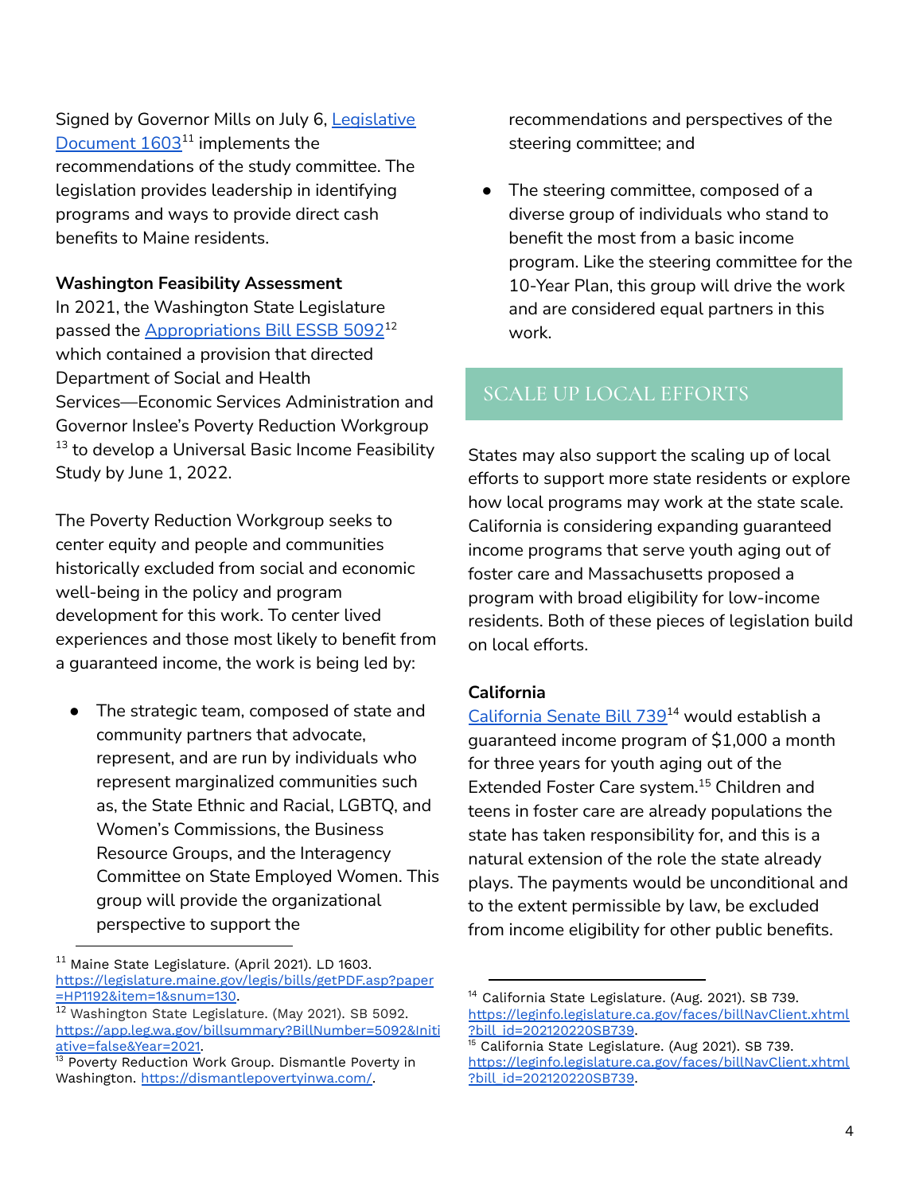Signed by Governor Mills on July 6, [Legislative Document 1603](https://legislature.maine.gov/legis/bills/getPDF.asp?paper=HP1192&item=1&snum=130)[11] implements the recommendations of the study committee. The legislation provides leadership in identifying programs and ways to provide direct cash benefits to Maine residents.

**Washington Feasibility Assessment**

In 2021, the Washington State Legislature passed the [Appropriations Bill ESSB 5092](https://app.leg.wa.gov/billsummary?BillNumber=5092&Initiative=false&Year=2021)[12] which contained a provision that directed Department of Social and Health Services—Economic Services Administration and Governor Inslee's Poverty Reduction Workgroup[13] to develop a Universal Basic Income Feasibility Study by June 1, 2022.

The Poverty Reduction Workgroup seeks to center equity and people and communities historically excluded from social and economic well-being in the policy and program development for this work. To center lived experiences and those most likely to benefit from a guaranteed income, the work is being led by:

- The strategic team, composed of state and community partners that advocate, represent, and are run by individuals who represent marginalized communities such as, the State Ethnic and Racial, LGBTQ, and Women's Commissions, the Business Resource Groups, and the Interagency Committee on State Employed Women. This group will provide the organizational perspective to support the recommendations and perspectives of the steering committee; and
- The steering committee, composed of a diverse group of individuals who stand to benefit the most from a basic income program. Like the steering committee for the 10-Year Plan, this group will drive the work and are considered equal partners in this work.

## SCALE UP LOCAL EFFORTS

States may also support the scaling up of local efforts to support more state residents or explore how local programs may work at the state scale. California is considering expanding guaranteed income programs that serve youth aging out of foster care and Massachusetts proposed a program with broad eligibility for low-income residents. Both of these pieces of legislation build on local efforts.

**California**

[California Senate Bill 739](https://leginfo.legislature.ca.gov/faces/billNavClient.xhtml?bill_id=202120220SB739)[14] would establish a guaranteed income program of $1,000 a month for three years for youth aging out of the Extended Foster Care system.[15] Children and teens in foster care are already populations the state has taken responsibility for, and this is a natural extension of the role the state already plays. The payments would be unconditional and to the extent permissible by law, be excluded from income eligibility for other public benefits.

---

[11] Maine State Legislature. (April 2021). LD 1603. https://legislature.maine.gov/legis/bills/getPDF.asp?paper=HP1192&item=1&snum=130.

[12] Washington State Legislature. (May 2021). SB 5092. https://app.leg.wa.gov/billsummary?BillNumber=5092&Initiative=false&Year=2021.

[13] Poverty Reduction Work Group. Dismantle Poverty in Washington. https://dismantlepovertyinwa.com/.

[14] California State Legislature. (Aug. 2021). SB 739. https://leginfo.legislature.ca.gov/faces/billNavClient.xhtml?bill_id=202120220SB739.

[15] California State Legislature. (Aug 2021). SB 739. https://leginfo.legislature.ca.gov/faces/billNavClient.xhtml?bill_id=202120220SB739.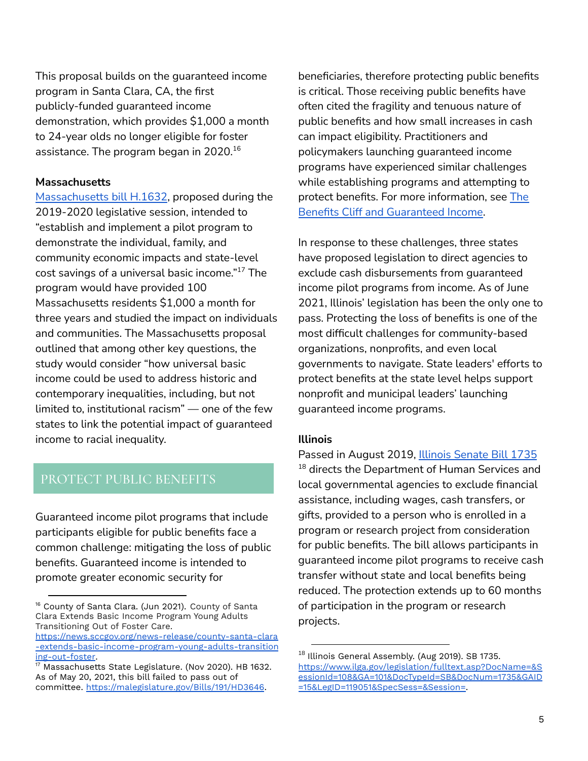This proposal builds on the guaranteed income program in Santa Clara, CA, the first publicly-funded guaranteed income demonstration, which provides $1,000 a month to 24-year olds no longer eligible for foster assistance. The program began in 2020.[16]

**Massachusetts**

[Massachusetts bill H.1632](https://malegislature.gov/Bills/191/HD3646), proposed during the 2019-2020 legislative session, intended to "establish and implement a pilot program to demonstrate the individual, family, and community economic impacts and state-level cost savings of a universal basic income."[17] The program would have provided 100 Massachusetts residents $1,000 a month for three years and studied the impact on individuals and communities. The Massachusetts proposal outlined that among other key questions, the study would consider "how universal basic income could be used to address historic and contemporary inequalities, including, but not limited to, institutional racism" — one of the few states to link the potential impact of guaranteed income to racial inequality.

## PROTECT PUBLIC BENEFITS

Guaranteed income pilot programs that include participants eligible for public benefits face a common challenge: mitigating the loss of public benefits. Guaranteed income is intended to promote greater economic security for beneficiaries, therefore protecting public benefits is critical. Those receiving public benefits have often cited the fragility and tenuous nature of public benefits and how small increases in cash can impact eligibility. Practitioners and policymakers launching guaranteed income programs have experienced similar challenges while establishing programs and attempting to protect benefits. For more information, see The Benefits Cliff and Guaranteed Income.

In response to these challenges, three states have proposed legislation to direct agencies to exclude cash disbursements from guaranteed income pilot programs from income. As of June 2021, Illinois' legislation has been the only one to pass. Protecting the loss of benefits is one of the most difficult challenges for community-based organizations, nonprofits, and even local governments to navigate. State leaders' efforts to protect benefits at the state level helps support nonprofit and municipal leaders' launching guaranteed income programs.

**Illinois**

Passed in August 2019, [Illinois Senate Bill 1735](https://www.ilga.gov/legislation/fulltext.asp?DocName=&SessionId=108&GA=101&DocTypeId=SB&DocNum=1735&GAID=15&LegID=119051&SpecSess=&Session=) [18] directs the Department of Human Services and local governmental agencies to exclude financial assistance, including wages, cash transfers, or gifts, provided to a person who is enrolled in a program or research project from consideration for public benefits. The bill allows participants in guaranteed income pilot programs to receive cash transfer without state and local benefits being reduced. The protection extends up to 60 months of participation in the program or research projects.

---

[16] County of Santa Clara. (Jun 2021). County of Santa Clara Extends Basic Income Program Young Adults Transitioning Out of Foster Care. https://news.sccgov.org/news-release/county-santa-clara-extends-basic-income-program-young-adults-transitioning-out-foster.

[17] Massachusetts State Legislature. (Nov 2020). HB 1632. As of May 20, 2021, this bill failed to pass out of committee. https://malegislature.gov/Bills/191/HD3646.

[18] Illinois General Assembly. (Aug 2019). SB 1735. https://www.ilga.gov/legislation/fulltext.asp?DocName=&SessionId=108&GA=101&DocTypeId=SB&DocNum=1735&GAID=15&LegID=119051&SpecSess=&Session=.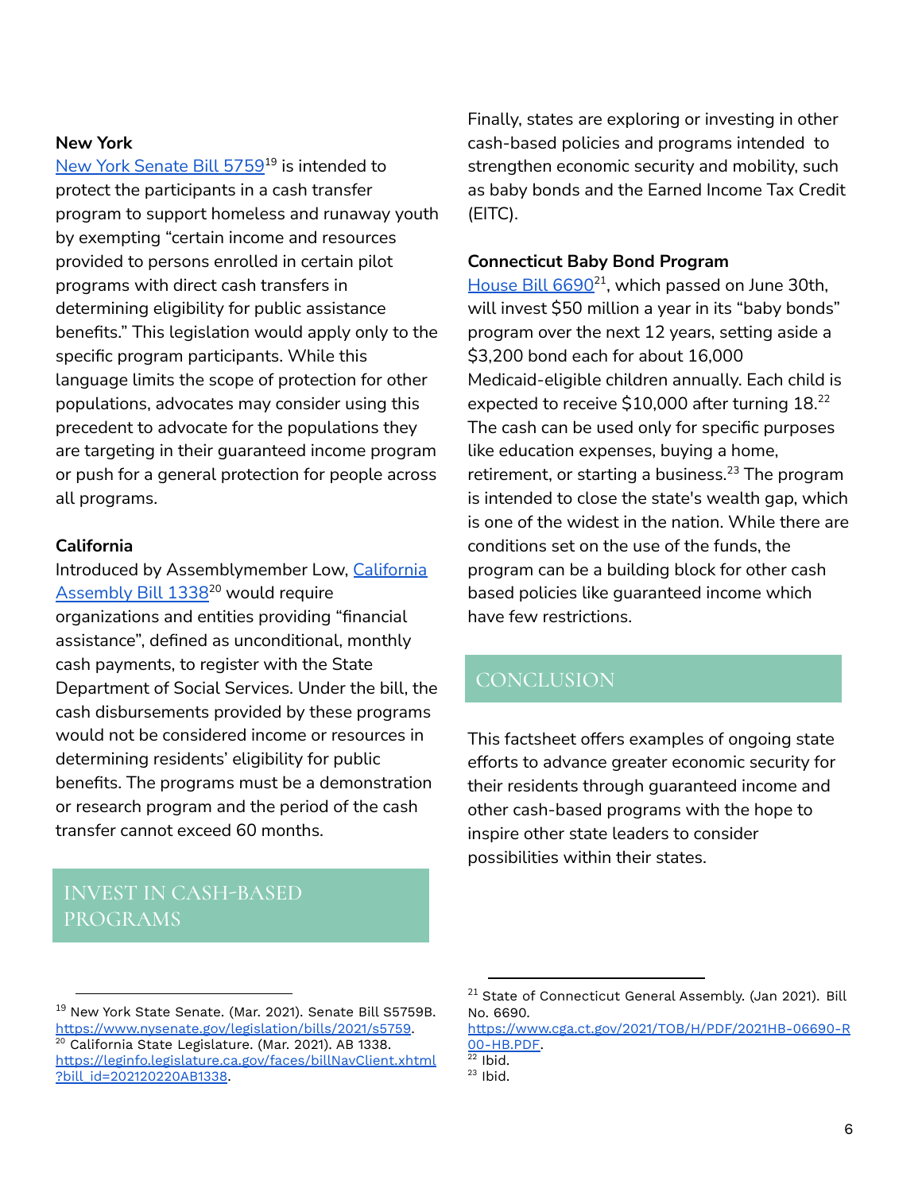### New York

New York Senate Bill 5759[19] is intended to protect the participants in a cash transfer program to support homeless and runaway youth by exempting "certain income and resources provided to persons enrolled in certain pilot programs with direct cash transfers in determining eligibility for public assistance benefits." This legislation would apply only to the specific program participants. While this language limits the scope of protection for other populations, advocates may consider using this precedent to advocate for the populations they are targeting in their guaranteed income program or push for a general protection for people across all programs.

### California

Introduced by Assemblymember Low, California Assembly Bill 1338[20] would require organizations and entities providing "financial assistance", defined as unconditional, monthly cash payments, to register with the State Department of Social Services. Under the bill, the cash disbursements provided by these programs would not be considered income or resources in determining residents' eligibility for public benefits. The programs must be a demonstration or research program and the period of the cash transfer cannot exceed 60 months.

## INVEST IN CASH-BASED PROGRAMS

Finally, states are exploring or investing in other cash-based policies and programs intended to strengthen economic security and mobility, such as baby bonds and the Earned Income Tax Credit (EITC).

### Connecticut Baby Bond Program

House Bill 6690[21], which passed on June 30th, will invest $50 million a year in its "baby bonds" program over the next 12 years, setting aside a $3,200 bond each for about 16,000 Medicaid-eligible children annually. Each child is expected to receive $10,000 after turning 18.[22] The cash can be used only for specific purposes like education expenses, buying a home, retirement, or starting a business.[23] The program is intended to close the state's wealth gap, which is one of the widest in the nation. While there are conditions set on the use of the funds, the program can be a building block for other cash based policies like guaranteed income which have few restrictions.

## CONCLUSION

This factsheet offers examples of ongoing state efforts to advance greater economic security for their residents through guaranteed income and other cash-based programs with the hope to inspire other state leaders to consider possibilities within their states.

---

[19] New York State Senate. (Mar. 2021). Senate Bill S5759B. https://www.nysenate.gov/legislation/bills/2021/s5759.

[20] California State Legislature. (Mar. 2021). AB 1338. https://leginfo.legislature.ca.gov/faces/billNavClient.xhtml?bill_id=202120220AB1338.

[21] State of Connecticut General Assembly. (Jan 2021). Bill No. 6690. https://www.cga.ct.gov/2021/TOB/H/PDF/2021HB-06690-R00-HB.PDF.

[22] Ibid.

[23] Ibid.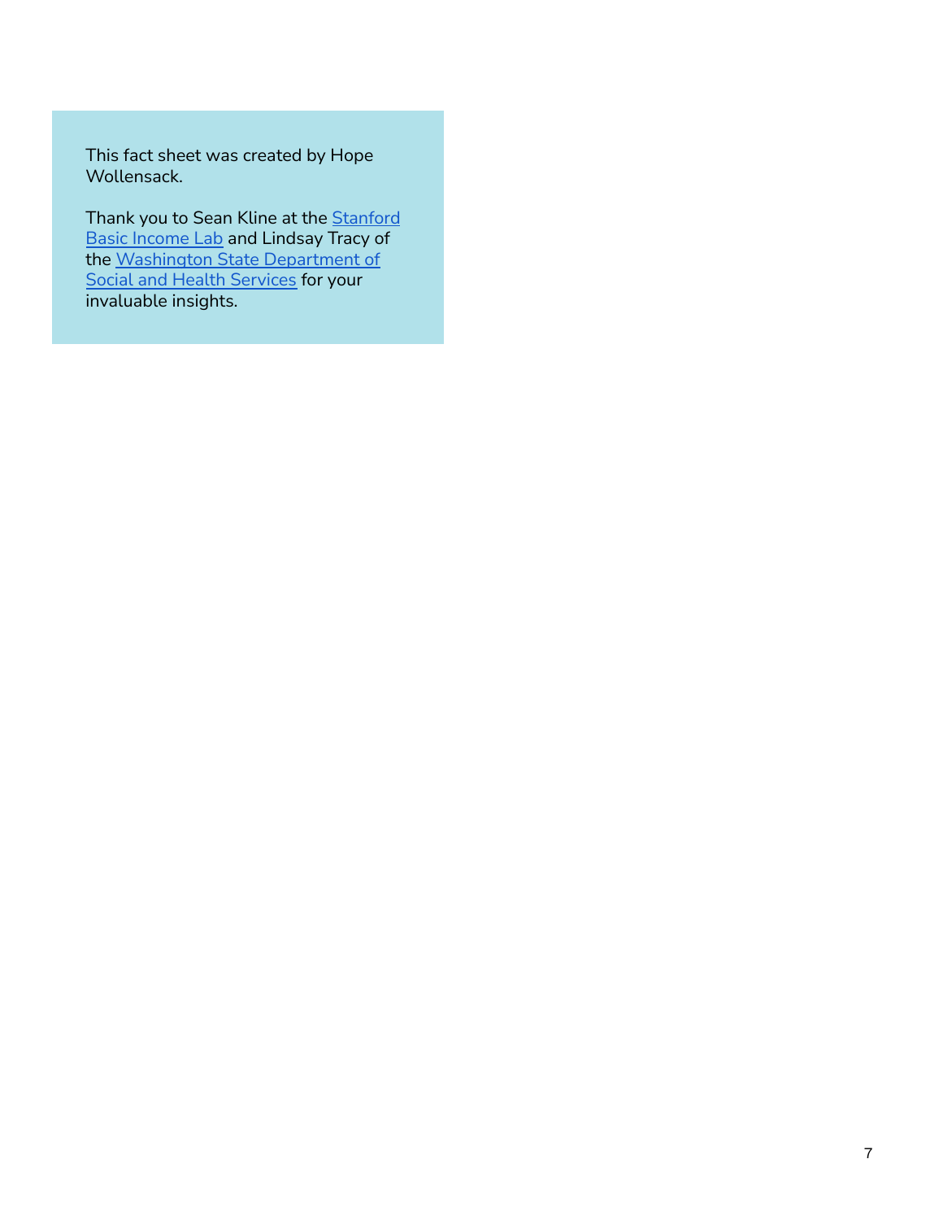This fact sheet was created by Hope Wollensack.

Thank you to Sean Kline at the Stanford Basic Income Lab and Lindsay Tracy of the Washington State Department of Social and Health Services for your invaluable insights.